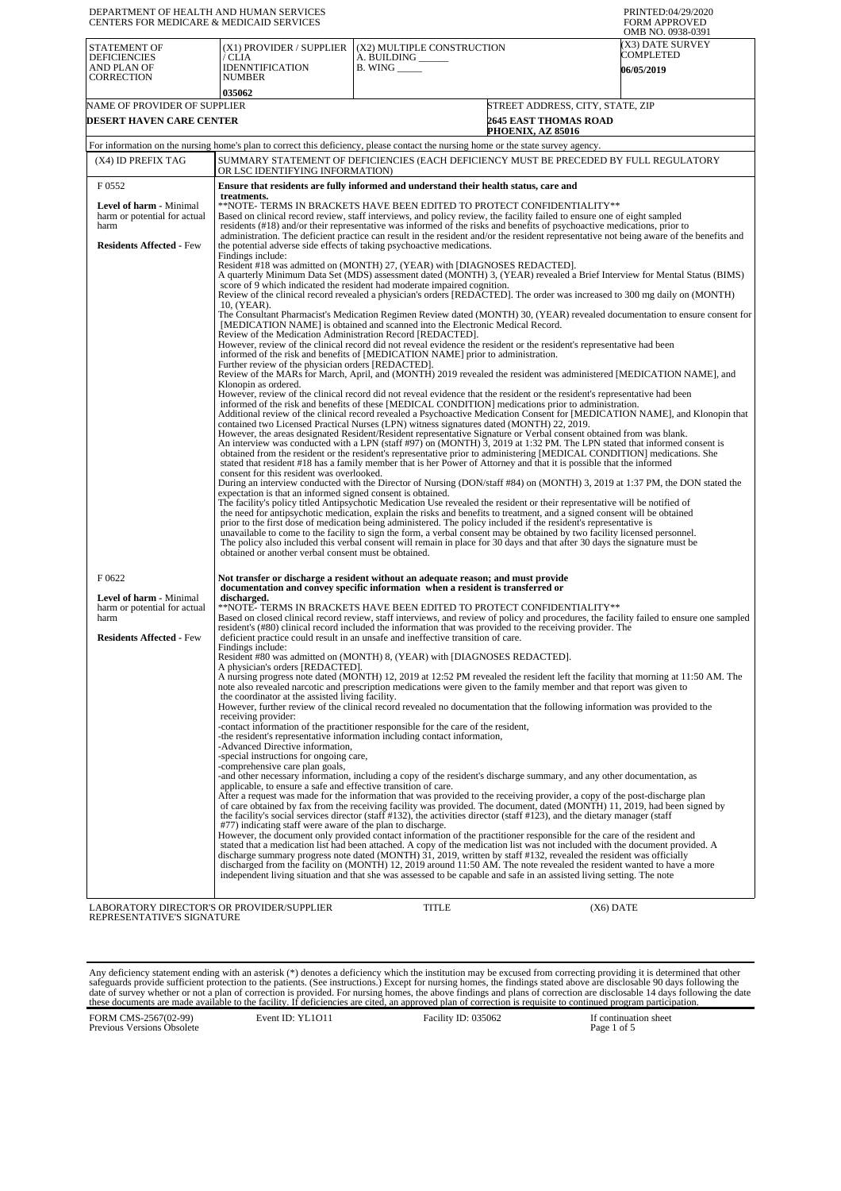DEPARTMENT OF HEALTH AND HUMAN SERVICES
CENTERS FOR MEDICARE & MEDICAID SERVICES

PRINTED:04/29/2020
FORM APPROVED
OMB NO. 0938-0391

| STATEMENT OF DEFICIENCIES AND PLAN OF CORRECTION | (X1) PROVIDER / SUPPLIER / CLIA IDENNTIFICATION NUMBER | (X2) MULTIPLE CONSTRUCTION | (X3) DATE SURVEY COMPLETED |
|---|---|---|---|
| | 035062 | A. BUILDING ______ B. WING _____ | 06/05/2019 |

| NAME OF PROVIDER OF SUPPLIER | STREET ADDRESS, CITY, STATE, ZIP |
|---|---|
| DESERT HAVEN CARE CENTER | 2645 EAST THOMAS ROAD PHOENIX, AZ 85016 |

For information on the nursing home's plan to correct this deficiency, please contact the nursing home or the state survey agency.

| (X4) ID PREFIX TAG | SUMMARY STATEMENT OF DEFICIENCIES (EACH DEFICIENCY MUST BE PRECEDED BY FULL REGULATORY OR LSC IDENTIFYING INFORMATION) |
|---|---|
| F 0552<br><br>**Level of harm** - Minimal harm or potential for actual harm<br><br>**Residents Affected** - Few | **Ensure that residents are fully informed and understand their health status, care and treatments.**<br>**NOTE- TERMS IN BRACKETS HAVE BEEN EDITED TO PROTECT CONFIDENTIALITY**<br>Based on clinical record review, staff interviews, and policy review, the facility failed to ensure one of eight sampled residents (#18) and/or their representative was informed of the risks and benefits of psychoactive medications, prior to administration. The deficient practice can result in the resident and/or the resident representative not being aware of the benefits and the potential adverse side effects of taking psychoactive medications.<br>Findings include:<br>Resident #18 was admitted on (MONTH) 27, (YEAR) with [DIAGNOSES REDACTED].<br>A quarterly Minimum Data Set (MDS) assessment dated (MONTH) 3, (YEAR) revealed a Brief Interview for Mental Status (BIMS) score of 9 which indicated the resident had moderate impaired cognition.<br>Review of the clinical record revealed a physician's orders [REDACTED]. The order was increased to 300 mg daily on (MONTH) 10, (YEAR).<br>The Consultant Pharmacist's Medication Regimen Review dated (MONTH) 30, (YEAR) revealed documentation to ensure consent for [MEDICATION NAME] is obtained and scanned into the Electronic Medical Record.<br>Review of the Medication Administration Record [REDACTED].<br>However, review of the clinical record did not reveal evidence the resident or the resident's representative had been informed of the risk and benefits of [MEDICATION NAME] prior to administration.<br>Further review of the physician orders [REDACTED].<br>Review of the MARs for March, April, and (MONTH) 2019 revealed the resident was administered [MEDICATION NAME], and Klonopin as ordered.<br>However, review of the clinical record did not reveal evidence that the resident or the resident's representative had been informed of the risk and benefits of these [MEDICAL CONDITION] medications prior to administration.<br>Additional review of the clinical record revealed a Psychoactive Medication Consent for [MEDICATION NAME], and Klonopin that contained two Licensed Practical Nurses (LPN) witness signatures dated (MONTH) 22, 2019.<br>However, the areas designated Resident/Resident representative Signature or Verbal consent obtained from was blank.<br>An interview was conducted with a LPN (staff #97) on (MONTH) 3, 2019 at 1:32 PM. The LPN stated that informed consent is obtained from the resident or the resident's representative prior to administering [MEDICAL CONDITION] medications. She stated that resident #18 has a family member that is her Power of Attorney and that it is possible that the informed consent for this resident was overlooked.<br>During an interview conducted with the Director of Nursing (DON/staff #84) on (MONTH) 3, 2019 at 1:37 PM, the DON stated the expectation is that an informed signed consent is obtained.<br>The facility's policy titled Antipsychotic Medication Use revealed the resident or their representative will be notified of the need for antipsychotic medication, explain the risks and benefits to treatment, and a signed consent will be obtained prior to the first dose of medication being administered. The policy included if the resident's representative is unavailable to come to the facility to sign the form, a verbal consent may be obtained by two facility licensed personnel. The policy also included this verbal consent will remain in place for 30 days and that after 30 days the signature must be obtained or another verbal consent must be obtained. |
| F 0622<br><br>**Level of harm** - Minimal harm or potential for actual harm<br><br>**Residents Affected** - Few | **Not transfer or discharge a resident without an adequate reason; and must provide documentation and convey specific information when a resident is transferred or discharged.**<br>**NOTE- TERMS IN BRACKETS HAVE BEEN EDITED TO PROTECT CONFIDENTIALITY**<br>Based on closed clinical record review, staff interviews, and review of policy and procedures, the facility failed to ensure one sampled resident's (#80) clinical record included the information that was provided to the receiving provider. The deficient practice could result in an unsafe and ineffective transition of care.<br>Findings include:<br>Resident #80 was admitted on (MONTH) 8, (YEAR) with [DIAGNOSES REDACTED].<br>A physician's orders [REDACTED].<br>A nursing progress note dated (MONTH) 12, 2019 at 12:52 PM revealed the resident left the facility that morning at 11:50 AM. The note also revealed narcotic and prescription medications were given to the family member and that report was given to the coordinator at the assisted living facility.<br>However, further review of the clinical record revealed no documentation that the following information was provided to the receiving provider:<br>-contact information of the practitioner responsible for the care of the resident,<br>-the resident's representative information including contact information,<br>-Advanced Directive information,<br>-special instructions for ongoing care,<br>-comprehensive care plan goals,<br>-and other necessary information, including a copy of the resident's discharge summary, and any other documentation, as applicable, to ensure a safe and effective transition of care.<br>After a request was made for the information that was provided to the receiving provider, a copy of the post-discharge plan of care obtained by fax from the receiving facility was provided. The document, dated (MONTH) 11, 2019, had been signed by the facility's social services director (staff #132), the activities director (staff #123), and the dietary manager (staff #77) indicating staff were aware of the plan to discharge.<br>However, the document only provided contact information of the practitioner responsible for the care of the resident and stated that a medication list had been attached. A copy of the medication list was not included with the document provided. A discharge summary progress note dated (MONTH) 31, 2019, written by staff #132, revealed the resident was officially discharged from the facility on (MONTH) 12, 2019 around 11:50 AM. The note revealed the resident wanted to have a more independent living situation and that she was assessed to be capable and safe in an assisted living setting. The note |

LABORATORY DIRECTOR'S OR PROVIDER/SUPPLIER REPRESENTATIVE'S SIGNATURE | TITLE | (X6) DATE

Any deficiency statement ending with an asterisk (*) denotes a deficiency which the institution may be excused from correcting providing it is determined that other safeguards provide sufficient protection to the patients. (See instructions.) Except for nursing homes, the findings stated above are disclosable 90 days following the date of survey whether or not a plan of correction is provided. For nursing homes, the above findings and plans of correction are disclosable 14 days following the date these documents are made available to the facility. If deficiencies are cited, an approved plan of correction is requisite to continued program participation.

FORM CMS-2567(02-99) Previous Versions Obsolete | Event ID: YL1O11 | Facility ID: 035062 | If continuation sheet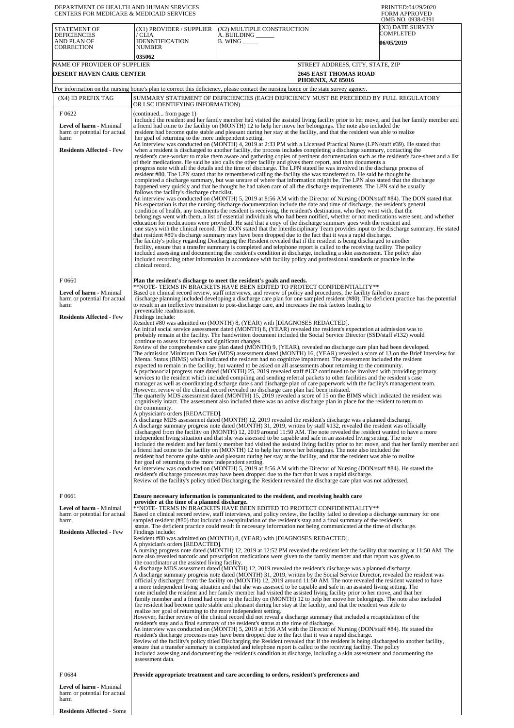DEPARTMENT OF HEALTH AND HUMAN SERVICES
CENTERS FOR MEDICARE & MEDICAID SERVICES

PRINTED:04/29/2020
FORM APPROVED
OMB NO. 0938-0391

| STATEMENT OF DEFICIENCIES AND PLAN OF CORRECTION | (X1) PROVIDER / SUPPLIER / CLIA IDENNTIFICATION NUMBER | (X2) MULTIPLE CONSTRUCTION A. BUILDING ______ B. WING _____ | (X3) DATE SURVEY COMPLETED |
|---|---|---|---|
| | 035062 | | 06/05/2019 |

| NAME OF PROVIDER OF SUPPLIER | STREET ADDRESS, CITY, STATE, ZIP |
|---|---|
| DESERT HAVEN CARE CENTER | 2645 EAST THOMAS ROAD PHOENIX, AZ 85016 |

For information on the nursing home's plan to correct this deficiency, please contact the nursing home or the state survey agency.

| (X4) ID PREFIX TAG | SUMMARY STATEMENT OF DEFICIENCIES (EACH DEFICIENCY MUST BE PRECEDED BY FULL REGULATORY OR LSC IDENTIFYING INFORMATION) |
|---|---|
| F 0622<br><br>**Level of harm** - Minimal harm or potential for actual harm<br><br>**Residents Affected** - Few | (continued... from page 1)<br>included the resident and her family member had visited the assisted living facility prior to her move, and that her family member and a friend had come to the facility on (MONTH) 12 to help her move her belongings. The note also included the resident had become quite stable and pleasant during her stay at the facility, and that the resident was able to realize her goal of returning to the more independent setting.<br>An interview was conducted on (MONTH) 4, 2019 at 2:33 PM with a Licensed Practical Nurse (LPN/staff #39). He stated that when a resident is discharged to another facility, the process includes completing a discharge summary, contacting the resident's case-worker to make them aware and gathering copies of pertinent documentation such as the resident's face-sheet and a list of their medications. He said he also calls the other facility and gives them report, and then documents a progress note with all the details and the time of discharge. The LPN stated he was involved in the discharge process of resident #80. The LPN stated that he remembered calling the facility she was transferred to. He said he thought he completed a discharge summary, but was unsure of where that information might be. The LPN also stated that the discharge happened very quickly and that he thought he had taken care of all the discharge requirements. The LPN said he usually follows the facility's discharge checklist.<br>An interview was conducted on (MONTH) 5, 2019 at 8:56 AM with the Director of Nursing (DON/staff #84). The DON stated that his expectation is that the nursing discharge documentation include the date and time of discharge, the resident's general condition of health, any treatments the resident is receiving, the resident's destination, who they went with, that the belongings went with them, a list of essential individuals who had been notified, whether or not medications were sent, and whether education for medications were provided. He said that a copy of the discharge summary goes with the resident and one stays with the clinical record. The DON stated that the Interdisciplinary Team provides input to the discharge summary. He stated that resident #80's discharge summary may have been dropped due to the fact that it was a rapid discharge.<br>The facility's policy regarding Discharging the Resident revealed that if the resident is being discharged to another facility, ensure that a transfer summary is completed and telephone report is called to the receiving facility. The policy included assessing and documenting the resident's condition at discharge, including a skin assessment. The policy also included recording other information in accordance with facility policy and professional standards of practice in the clinical record. |
| F 0660<br><br>**Level of harm** - Minimal harm or potential for actual harm<br><br>**Residents Affected** - Few | **Plan the resident's discharge to meet the resident's goals and needs.**<br>**NOTE- TERMS IN BRACKETS HAVE BEEN EDITED TO PROTECT CONFIDENTIALITY**<br>Based on clinical record review, staff interviews, and review of policy and procedures, the facility failed to ensure discharge planning included developing a discharge care plan for one sampled resident (#80). The deficient practice has the potential to result in an ineffective transition to post-discharge care, and increases the risk factors leading to preventable readmission.<br>Findings include:<br>Resident #80 was admitted on (MONTH) 8, (YEAR) with [DIAGNOSES REDACTED].<br>An initial social service assessment dated (MONTH) 8, (YEAR) revealed the resident's expectation at admission was to probably remain at the facility. The handwritten document included the Social Service Director (SSD/staff #132) would continue to assess for needs and significant changes.<br>Review of the comprehensive care plan dated (MONTH) 9, (YEAR), revealed no discharge care plan had been developed.<br>The admission Minimum Data Set (MDS) assessment dated (MONTH) 16, (YEAR) revealed a score of 13 on the Brief Interview for Mental Status (BIMS) which indicated the resident had no cognitive impairment. The assessment included the resident expected to remain in the facility, but wanted to be asked on all assessments about returning to the community.<br>A psychosocial progress note dated (MONTH) 25, 2019 revealed staff #132 continued to be involved with providing primary services to the resident which included compiling and sending referral packets to other facilities and the resident's case manager as well as coordinating discharge date s and discharge plan of care paperwork with the facility's management team.<br>However, review of the clinical record revealed no discharge care plan had been initiated.<br>The quarterly MDS assessment dated (MONTH) 15, 2019 revealed a score of 15 on the BIMS which indicated the resident was cognitively intact. The assessment also included there was no active discharge plan in place for the resident to return to the community.<br>A physician's orders [REDACTED].<br>A discharge MDS assessment dated (MONTH) 12, 2019 revealed the resident's discharge was a planned discharge.<br>A discharge summary progress note dated (MONTH) 31, 2019, written by staff #132, revealed the resident was officially discharged from the facility on (MONTH) 12, 2019 around 11:50 AM. The note revealed the resident wanted to have a more independent living situation and that she was assessed to be capable and safe in an assisted living setting. The note included the resident and her family member had visited the assisted living facility prior to her move, and that her family member and a friend had come to the facility on (MONTH) 12 to help her move her belongings. The note also included the resident had become quite stable and pleasant during her stay at the facility, and that the resident was able to realize her goal of returning to the more independent setting.<br>An interview was conducted on (MONTH) 5, 2019 at 8:56 AM with the Director of Nursing (DON/staff #84). He stated the resident's discharge processes may have been dropped due to the fact that it was a rapid discharge.<br>Review of the facility's policy titled Discharging the Resident revealed the discharge care plan was not addressed. |
| F 0661<br><br>**Level of harm** - Minimal harm or potential for actual harm<br><br>**Residents Affected** - Few | **Ensure necessary information is communicated to the resident, and receiving health care provider at the time of a planned discharge.**<br>**NOTE- TERMS IN BRACKETS HAVE BEEN EDITED TO PROTECT CONFIDENTIALITY**<br>Based on clinical record review, staff interviews, and policy review, the facility failed to develop a discharge summary for one sampled resident (#80) that included a recapitulation of the resident's stay and a final summary of the resident's status. The deficient practice could result in necessary information not being communicated at the time of discharge.<br>Findings include:<br>Resident #80 was admitted on (MONTH) 8, (YEAR) with [DIAGNOSES REDACTED].<br>A physician's orders [REDACTED].<br>A nursing progress note dated (MONTH) 12, 2019 at 12:52 PM revealed the resident left the facility that morning at 11:50 AM. The note also revealed narcotic and prescription medications were given to the family member and that report was given to the coordinator at the assisted living facility.<br>A discharge MDS assessment dated (MONTH) 12, 2019 revealed the resident's discharge was a planned discharge.<br>A discharge summary progress note dated (MONTH) 31, 2019, written by the Social Service Director, revealed the resident was officially discharged from the facility on (MONTH) 12, 2019 around 11:50 AM. The note revealed the resident wanted to have a more independent living situation and that she was assessed to be capable and safe in an assisted living setting. The note included the resident and her family member had visited the assisted living facility prior to her move, and that her family member and a friend had come to the facility on (MONTH) 12 to help her move her belongings. The note also included the resident had become quite stable and pleasant during her stay at the facility, and that the resident was able to realize her goal of returning to the more independent setting.<br>However, further review of the clinical record did not reveal a discharge summary that included a recapitulation of the resident's stay and a final summary of the resident's status at the time of discharge.<br>An interview was conducted on (MONTH) 5, 2019 at 8:56 AM with the Director of Nursing (DON/staff #84). He stated the resident's discharge processes may have been dropped due to the fact that it was a rapid discharge.<br>Review of the facility's policy titled Discharging the Resident revealed that if the resident is being discharged to another facility, ensure that a transfer summary is completed and telephone report is called to the receiving facility. The policy included assessing and documenting the resident's condition at discharge, including a skin assessment and documenting the assessment data. |
| F 0684<br><br>**Level of harm** - Minimal harm or potential for actual harm<br><br>**Residents Affected** - Some | **Provide appropriate treatment and care according to orders, resident's preferences and** |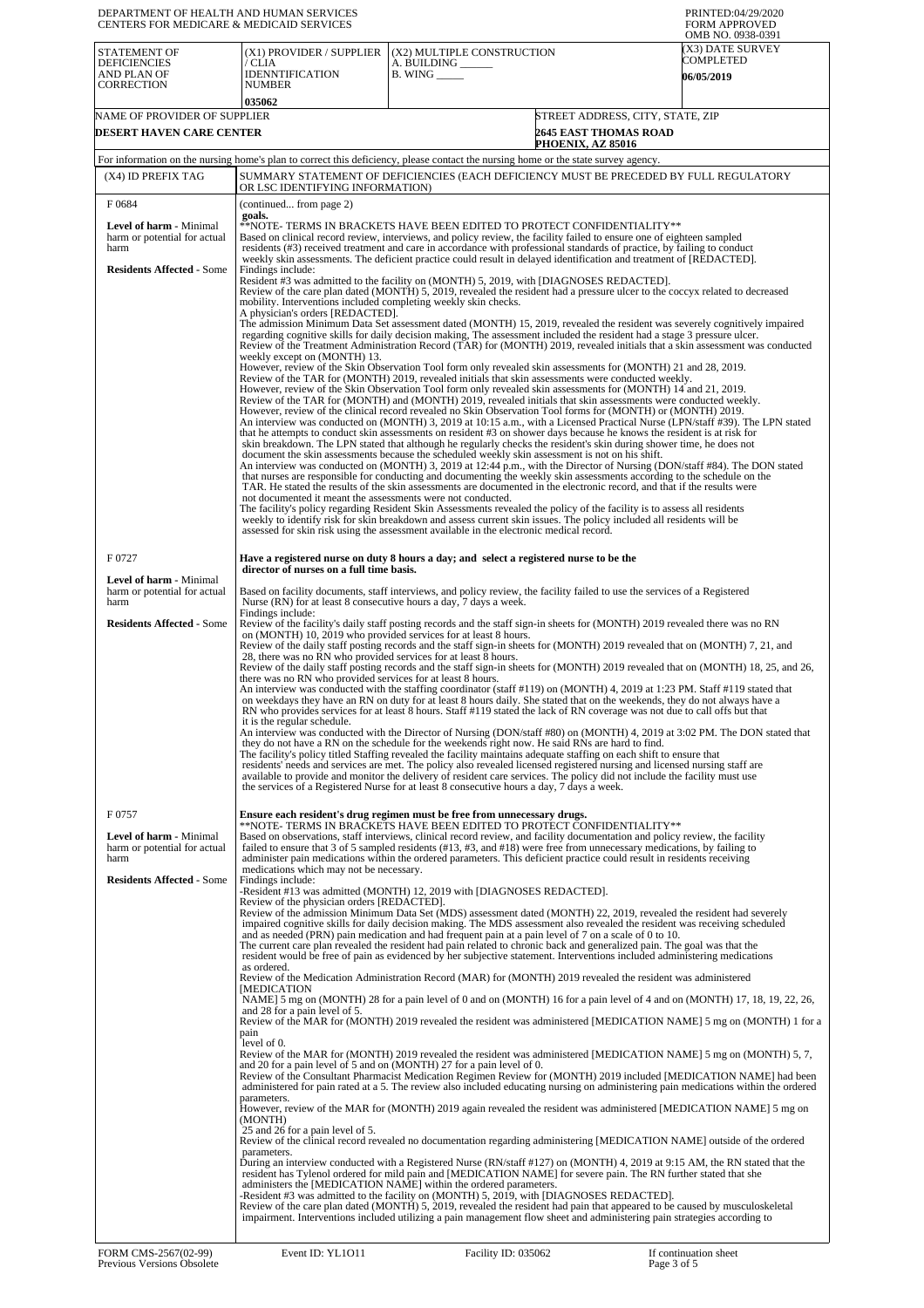DEPARTMENT OF HEALTH AND HUMAN SERVICES
CENTERS FOR MEDICARE & MEDICAID SERVICES

PRINTED:04/29/2020
FORM APPROVED
OMB NO. 0938-0391

| STATEMENT OF DEFICIENCIES AND PLAN OF CORRECTION | (X1) PROVIDER / SUPPLIER / CLIA IDENNTIFICATION NUMBER | (X2) MULTIPLE CONSTRUCTION A. BUILDING ______ B. WING _____ | (X3) DATE SURVEY COMPLETED |
|---|---|---|---|
| | 035062 | | 06/05/2019 |

| NAME OF PROVIDER OF SUPPLIER | STREET ADDRESS, CITY, STATE, ZIP |
|---|---|
| DESERT HAVEN CARE CENTER | 2645 EAST THOMAS ROAD PHOENIX, AZ 85016 |

For information on the nursing home's plan to correct this deficiency, please contact the nursing home or the state survey agency.

| (X4) ID PREFIX TAG | SUMMARY STATEMENT OF DEFICIENCIES (EACH DEFICIENCY MUST BE PRECEDED BY FULL REGULATORY OR LSC IDENTIFYING INFORMATION) |
|---|---|
| F 0684<br><br>**Level of harm** - Minimal harm or potential for actual harm<br><br>**Residents Affected** - Some | (continued... from page 2)<br>**goals.**<br>**NOTE- TERMS IN BRACKETS HAVE BEEN EDITED TO PROTECT CONFIDENTIALITY**<br>Based on clinical record review, interviews, and policy review, the facility failed to ensure one of eighteen sampled residents (#3) received treatment and care in accordance with professional standards of practice, by failing to conduct weekly skin assessments. The deficient practice could result in delayed identification and treatment of [REDACTED].<br>Findings include:<br>Resident #3 was admitted to the facility on (MONTH) 5, 2019, with [DIAGNOSES REDACTED].<br>Review of the care plan dated (MONTH) 5, 2019, revealed the resident had a pressure ulcer to the coccyx related to decreased mobility. Interventions included completing weekly skin checks.<br>A physician's orders [REDACTED].<br>The admission Minimum Data Set assessment dated (MONTH) 15, 2019, revealed the resident was severely cognitively impaired regarding cognitive skills for daily decision making, The assessment included the resident had a stage 3 pressure ulcer.<br>Review of the Treatment Administration Record (TAR) for (MONTH) 2019, revealed initials that a skin assessment was conducted weekly except on (MONTH) 13.<br>However, review of the Skin Observation Tool form only revealed skin assessments for (MONTH) 21 and 28, 2019.<br>Review of the TAR for (MONTH) 2019, revealed initials that skin assessments were conducted weekly.<br>However, review of the Skin Observation Tool form only revealed skin assessments for (MONTH) 14 and 21, 2019.<br>Review of the TAR for (MONTH) and (MONTH) 2019, revealed initials that skin assessments were conducted weekly.<br>However, review of the clinical record revealed no Skin Observation Tool forms for (MONTH) or (MONTH) 2019.<br>An interview was conducted on (MONTH) 3, 2019 at 10:15 a.m., with a Licensed Practical Nurse (LPN/staff #39). The LPN stated that he attempts to conduct skin assessments on resident #3 on shower days because he knows the resident is at risk for skin breakdown. The LPN stated that although he regularly checks the resident's skin during shower time, he does not document the skin assessments because the scheduled weekly skin assessment is not on his shift.<br>An interview was conducted on (MONTH) 3, 2019 at 12:44 p.m., with the Director of Nursing (DON/staff #84). The DON stated that nurses are responsible for conducting and documenting the weekly skin assessments according to the schedule on the TAR. He stated the results of the skin assessments are documented in the electronic record, and that if the results were not documented it meant the assessments were not conducted.<br>The facility's policy regarding Resident Skin Assessments revealed the policy of the facility is to assess all residents weekly to identify risk for skin breakdown and assess current skin issues. The policy included all residents will be assessed for skin risk using the assessment available in the electronic medical record. |
| F 0727<br><br>**Level of harm** - Minimal harm or potential for actual harm<br><br>**Residents Affected** - Some | **Have a registered nurse on duty 8 hours a day; and select a registered nurse to be the director of nurses on a full time basis.**<br><br>Based on facility documents, staff interviews, and policy review, the facility failed to use the services of a Registered Nurse (RN) for at least 8 consecutive hours a day, 7 days a week.<br>Findings include:<br>Review of the facility's daily staff posting records and the staff sign-in sheets for (MONTH) 2019 revealed there was no RN on (MONTH) 10, 2019 who provided services for at least 8 hours.<br>Review of the daily staff posting records and the staff sign-in sheets for (MONTH) 2019 revealed that on (MONTH) 7, 21, and 28, there was no RN who provided services for at least 8 hours.<br>Review of the daily staff posting records and the staff sign-in sheets for (MONTH) 2019 revealed that on (MONTH) 18, 25, and 26, there was no RN who provided services for at least 8 hours.<br>An interview was conducted with the staffing coordinator (staff #119) on (MONTH) 4, 2019 at 1:23 PM. Staff #119 stated that on weekdays they have an RN on duty for at least 8 hours daily. She stated that on the weekends, they do not always have a RN who provides services for at least 8 hours. Staff #119 stated the lack of RN coverage was not due to call offs but that it is the regular schedule.<br>An interview was conducted with the Director of Nursing (DON/staff #80) on (MONTH) 4, 2019 at 3:02 PM. The DON stated that they do not have a RN on the schedule for the weekends right now. He said RNs are hard to find.<br>The facility's policy titled Staffing revealed the facility maintains adequate staffing on each shift to ensure that residents' needs and services are met. The policy also revealed licensed registered nursing and licensed nursing staff are available to provide and monitor the delivery of resident care services. The policy did not include the facility must use the services of a Registered Nurse for at least 8 consecutive hours a day, 7 days a week. |
| F 0757<br><br>**Level of harm** - Minimal harm or potential for actual harm<br><br>**Residents Affected** - Some | **Ensure each resident's drug regimen must be free from unnecessary drugs.**<br>**NOTE- TERMS IN BRACKETS HAVE BEEN EDITED TO PROTECT CONFIDENTIALITY**<br>Based on observations, staff interviews, clinical record review, and facility documentation and policy review, the facility failed to ensure that 3 of 5 sampled residents (#13, #3, and #18) were free from unnecessary medications, by failing to administer pain medications within the ordered parameters. This deficient practice could result in residents receiving medications which may not be necessary.<br>Findings include:<br>-Resident #13 was admitted (MONTH) 12, 2019 with [DIAGNOSES REDACTED].<br>Review of the physician orders [REDACTED].<br>Review of the admission Minimum Data Set (MDS) assessment dated (MONTH) 22, 2019, revealed the resident had severely impaired cognitive skills for daily decision making. The MDS assessment also revealed the resident was receiving scheduled and as needed (PRN) pain medication and had frequent pain at a pain level of 7 on a scale of 0 to 10.<br>The current care plan revealed the resident had pain related to chronic back and generalized pain. The goal was that the resident would be free of pain as evidenced by her subjective statement. Interventions included administering medications as ordered.<br>Review of the Medication Administration Record (MAR) for (MONTH) 2019 revealed the resident was administered [MEDICATION NAME] 5 mg on (MONTH) 28 for a pain level of 0 and on (MONTH) 16 for a pain level of 4 and on (MONTH) 17, 18, 19, 22, 26, and 28 for a pain level of 5.<br>Review of the MAR for (MONTH) 2019 revealed the resident was administered [MEDICATION NAME] 5 mg on (MONTH) 1 for a pain level of 0.<br>Review of the MAR for (MONTH) 2019 revealed the resident was administered [MEDICATION NAME] 5 mg on (MONTH) 5, 7, and 20 for a pain level of 5 and on (MONTH) 27 for a pain level of 0.<br>Review of the Consultant Pharmacist Medication Regimen Review for (MONTH) 2019 included [MEDICATION NAME] had been administered for pain rated at a 5. The review also included educating nursing on administering pain medications within the ordered parameters.<br>However, review of the MAR for (MONTH) 2019 again revealed the resident was administered [MEDICATION NAME] 5 mg on (MONTH) 25 and 26 for a pain level of 5.<br>Review of the clinical record revealed no documentation regarding administering [MEDICATION NAME] outside of the ordered parameters.<br>During an interview conducted with a Registered Nurse (RN/staff #127) on (MONTH) 4, 2019 at 9:15 AM, the RN stated that the resident has Tylenol ordered for mild pain and [MEDICATION NAME] for severe pain. The RN further stated that she administers the [MEDICATION NAME] within the ordered parameters.<br>-Resident #3 was admitted to the facility on (MONTH) 5, 2019, with [DIAGNOSES REDACTED].<br>Review of the care plan dated (MONTH) 5, 2019, revealed the resident had pain that appeared to be caused by musculoskeletal impairment. Interventions included utilizing a pain management flow sheet and administering pain strategies according to |

FORM CMS-2567(02-99) Previous Versions Obsolete | Event ID: YL1O11 | Facility ID: 035062 | If continuation sheet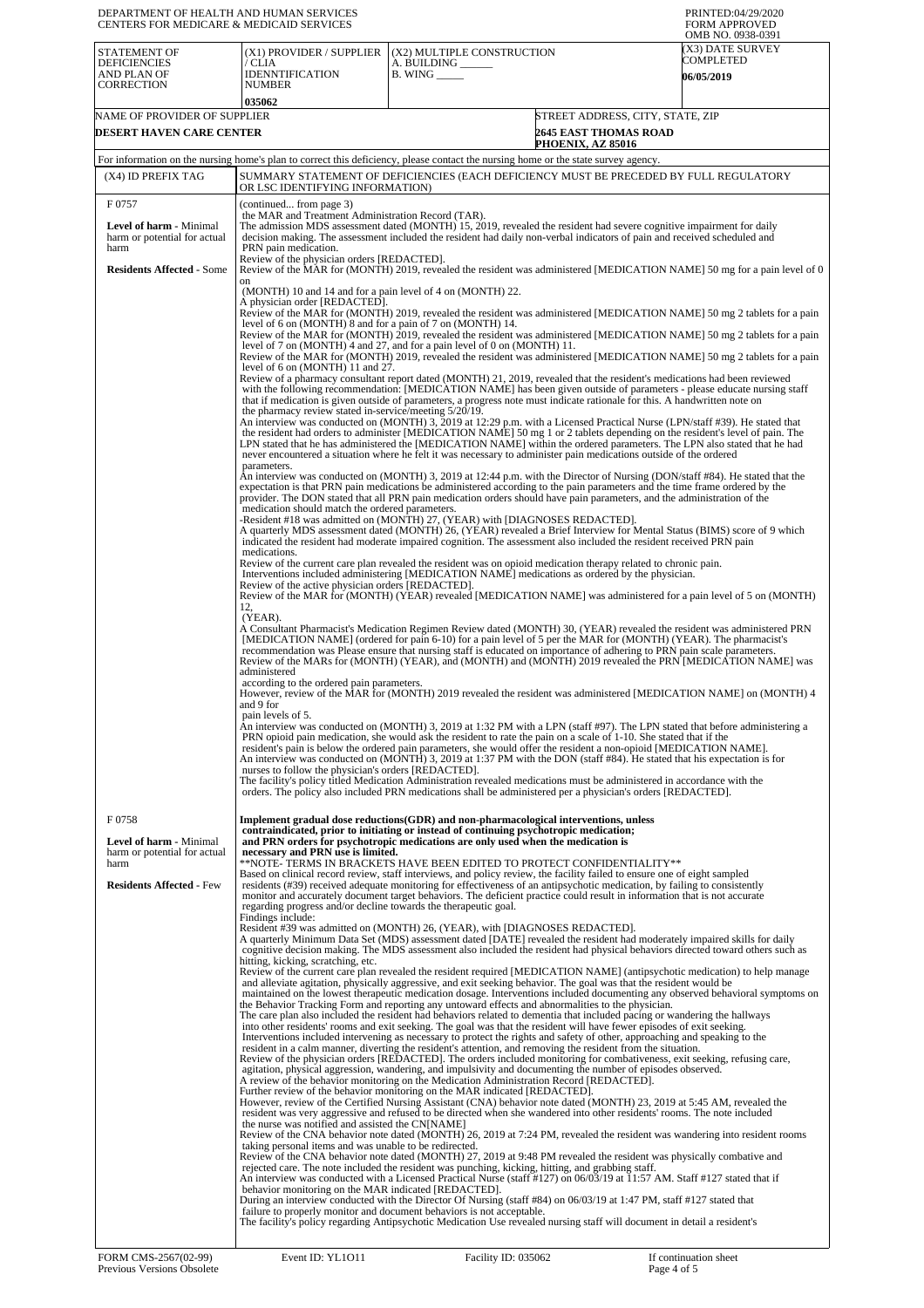DEPARTMENT OF HEALTH AND HUMAN SERVICES
CENTERS FOR MEDICARE & MEDICAID SERVICES

PRINTED:04/29/2020
FORM APPROVED
OMB NO. 0938-0391

| STATEMENT OF DEFICIENCIES AND PLAN OF CORRECTION | (X1) PROVIDER / SUPPLIER / CLIA IDENNTIFICATION NUMBER | (X2) MULTIPLE CONSTRUCTION A. BUILDING ______ B. WING _____ | (X3) DATE SURVEY COMPLETED |
|---|---|---|---|
| | 035062 | | 06/05/2019 |

| NAME OF PROVIDER OF SUPPLIER | STREET ADDRESS, CITY, STATE, ZIP |
|---|---|
| DESERT HAVEN CARE CENTER | 2645 EAST THOMAS ROAD PHOENIX, AZ 85016 |

For information on the nursing home's plan to correct this deficiency, please contact the nursing home or the state survey agency.

| (X4) ID PREFIX TAG | SUMMARY STATEMENT OF DEFICIENCIES (EACH DEFICIENCY MUST BE PRECEDED BY FULL REGULATORY OR LSC IDENTIFYING INFORMATION) |
|---|---|
| F 0757<br><br>**Level of harm** - Minimal harm or potential for actual harm<br><br>**Residents Affected** - Some | (continued... from page 3)<br>the MAR and Treatment Administration Record (TAR).<br>The admission MDS assessment dated (MONTH) 15, 2019, revealed the resident had severe cognitive impairment for daily decision making. The assessment included the resident had daily non-verbal indicators of pain and received scheduled and PRN pain medication.<br>Review of the physician orders [REDACTED].<br>Review of the MAR for (MONTH) 2019, revealed the resident was administered [MEDICATION NAME] 50 mg for a pain level of 0 on (MONTH) 10 and 14 and for a pain level of 4 on (MONTH) 22.<br>A physician order [REDACTED].<br>Review of the MAR for (MONTH) 2019, revealed the resident was administered [MEDICATION NAME] 50 mg 2 tablets for a pain level of 6 on (MONTH) 8 and for a pain of 7 on (MONTH) 14.<br>Review of the MAR for (MONTH) 2019, revealed the resident was administered [MEDICATION NAME] 50 mg 2 tablets for a pain level of 7 on (MONTH) 4 and 27, and for a pain level of 0 on (MONTH) 11.<br>Review of the MAR for (MONTH) 2019, revealed the resident was administered [MEDICATION NAME] 50 mg 2 tablets for a pain level of 6 on (MONTH) 11 and 27.<br>Review of a pharmacy consultant report dated (MONTH) 21, 2019, revealed that the resident's medications had been reviewed with the following recommendation: [MEDICATION NAME] has been given outside of parameters - please educate nursing staff that if medication is given outside of parameters, a progress note must indicate rationale for this. A handwritten note on the pharmacy review stated in-service/meeting 5/20/19.<br>An interview was conducted on (MONTH) 3, 2019 at 12:29 p.m. with a Licensed Practical Nurse (LPN/staff #39). He stated that the resident had orders to administer [MEDICATION NAME] 50 mg 1 or 2 tablets depending on the resident's level of pain. The LPN stated that he has administered the [MEDICATION NAME] within the ordered parameters. The LPN also stated that he had never encountered a situation where he felt it was necessary to administer pain medications outside of the ordered parameters.<br>An interview was conducted on (MONTH) 3, 2019 at 12:44 p.m. with the Director of Nursing (DON/staff #84). He stated that the expectation is that PRN pain medications be administered according to the pain parameters and the time frame ordered by the provider. The DON stated that all PRN pain medication orders should have pain parameters, and the administration of the medication should match the ordered parameters.<br>-Resident #18 was admitted on (MONTH) 27, (YEAR) with [DIAGNOSES REDACTED].<br>A quarterly MDS assessment dated (MONTH) 26, (YEAR) revealed a Brief Interview for Mental Status (BIMS) score of 9 which indicated the resident had moderate impaired cognition. The assessment also included the resident received PRN pain medications.<br>Review of the current care plan revealed the resident was on opioid medication therapy related to chronic pain. Interventions included administering [MEDICATION NAME] medications as ordered by the physician.<br>Review of the active physician orders [REDACTED].<br>Review of the MAR for (MONTH) (YEAR) revealed [MEDICATION NAME] was administered for a pain level of 5 on (MONTH) 12, (YEAR).<br>A Consultant Pharmacist's Medication Regimen Review dated (MONTH) 30, (YEAR) revealed the resident was administered PRN [MEDICATION NAME] (ordered for pain 6-10) for a pain level of 5 per the MAR for (MONTH) (YEAR). The pharmacist's recommendation was Please ensure that nursing staff is educated on importance of adhering to PRN pain scale parameters.<br>Review of the MARs for (MONTH) (YEAR), and (MONTH) and (MONTH) 2019 revealed the PRN [MEDICATION NAME] was administered according to the ordered pain parameters.<br>However, review of the MAR for (MONTH) 2019 revealed the resident was administered [MEDICATION NAME] on (MONTH) 4 and 9 for pain levels of 5.<br>An interview was conducted on (MONTH) 3, 2019 at 1:32 PM with a LPN (staff #97). The LPN stated that before administering a PRN opioid pain medication, she would ask the resident to rate the pain on a scale of 1-10. She stated that if the resident's pain is below the ordered pain parameters, she would offer the resident a non-opioid [MEDICATION NAME].<br>An interview was conducted on (MONTH) 3, 2019 at 1:37 PM with the DON (staff #84). He stated that his expectation is for nurses to follow the physician's orders [REDACTED].<br>The facility's policy titled Medication Administration revealed medications must be administered in accordance with the orders. The policy also included PRN medications shall be administered per a physician's orders [REDACTED]. |
| F 0758<br><br>**Level of harm** - Minimal harm or potential for actual harm<br><br>**Residents Affected** - Few | **Implement gradual dose reductions(GDR) and non-pharmacological interventions, unless contraindicated, prior to initiating or instead of continuing psychotropic medication; and PRN orders for psychotropic medications are only used when the medication is necessary and PRN use is limited.**<br>**NOTE- TERMS IN BRACKETS HAVE BEEN EDITED TO PROTECT CONFIDENTIALITY**<br>Based on clinical record review, staff interviews, and policy review, the facility failed to ensure one of eight sampled residents (#39) received adequate monitoring for effectiveness of an antipsychotic medication, by failing to consistently monitor and accurately document target behaviors. The deficient practice could result in information that is not accurate regarding progress and/or decline towards the therapeutic goal.<br>Findings include:<br>Resident #39 was admitted on (MONTH) 26, (YEAR), with [DIAGNOSES REDACTED].<br>A quarterly Minimum Data Set (MDS) assessment dated [DATE] revealed the resident had moderately impaired skills for daily cognitive decision making. The MDS assessment also included the resident had physical behaviors directed toward others such as hitting, kicking, scratching, etc.<br>Review of the current care plan revealed the resident required [MEDICATION NAME] (antipsychotic medication) to help manage and alleviate agitation, physically aggressive, and exit seeking behavior. The goal was that the resident would be maintained on the lowest therapeutic medication dosage. Interventions included documenting any observed behavioral symptoms on the Behavior Tracking Form and reporting any untoward effects and abnormalities to the physician.<br>The care plan also included the resident had behaviors related to dementia that included pacing or wandering the hallways into other residents' rooms and exit seeking. The goal was that the resident will have fewer episodes of exit seeking. Interventions included intervening as necessary to protect the rights and safety of other, approaching and speaking to the resident in a calm manner, diverting the resident's attention, and removing the resident from the situation.<br>Review of the physician orders [REDACTED]. The orders included monitoring for combativeness, exit seeking, refusing care, agitation, physical aggression, wandering, and impulsivity and documenting the number of episodes observed.<br>A review of the behavior monitoring on the Medication Administration Record [REDACTED].<br>Further review of the behavior monitoring on the MAR indicated [REDACTED].<br>However, review of the Certified Nursing Assistant (CNA) behavior note dated (MONTH) 23, 2019 at 5:45 AM, revealed the resident was very aggressive and refused to be directed when she wandered into other residents' rooms. The note included the nurse was notified and assisted the CN[NAME]<br>Review of the CNA behavior note dated (MONTH) 26, 2019 at 7:24 PM, revealed the resident was wandering into resident rooms taking personal items and was unable to be redirected.<br>Review of the CNA behavior note dated (MONTH) 27, 2019 at 9:48 PM revealed the resident was physically combative and rejected care. The note included the resident was punching, kicking, hitting, and grabbing staff.<br>An interview was conducted with a Licensed Practical Nurse (staff #127) on 06/03/19 at 11:57 AM. Staff #127 stated that if behavior monitoring on the MAR indicated [REDACTED].<br>During an interview conducted with the Director Of Nursing (staff #84) on 06/03/19 at 1:47 PM, staff #127 stated that failure to properly monitor and document behaviors is not acceptable.<br>The facility's policy regarding Antipsychotic Medication Use revealed nursing staff will document in detail a resident's |

FORM CMS-2567(02-99) Previous Versions Obsolete | Event ID: YL1O11 | Facility ID: 035062 | If continuation sheet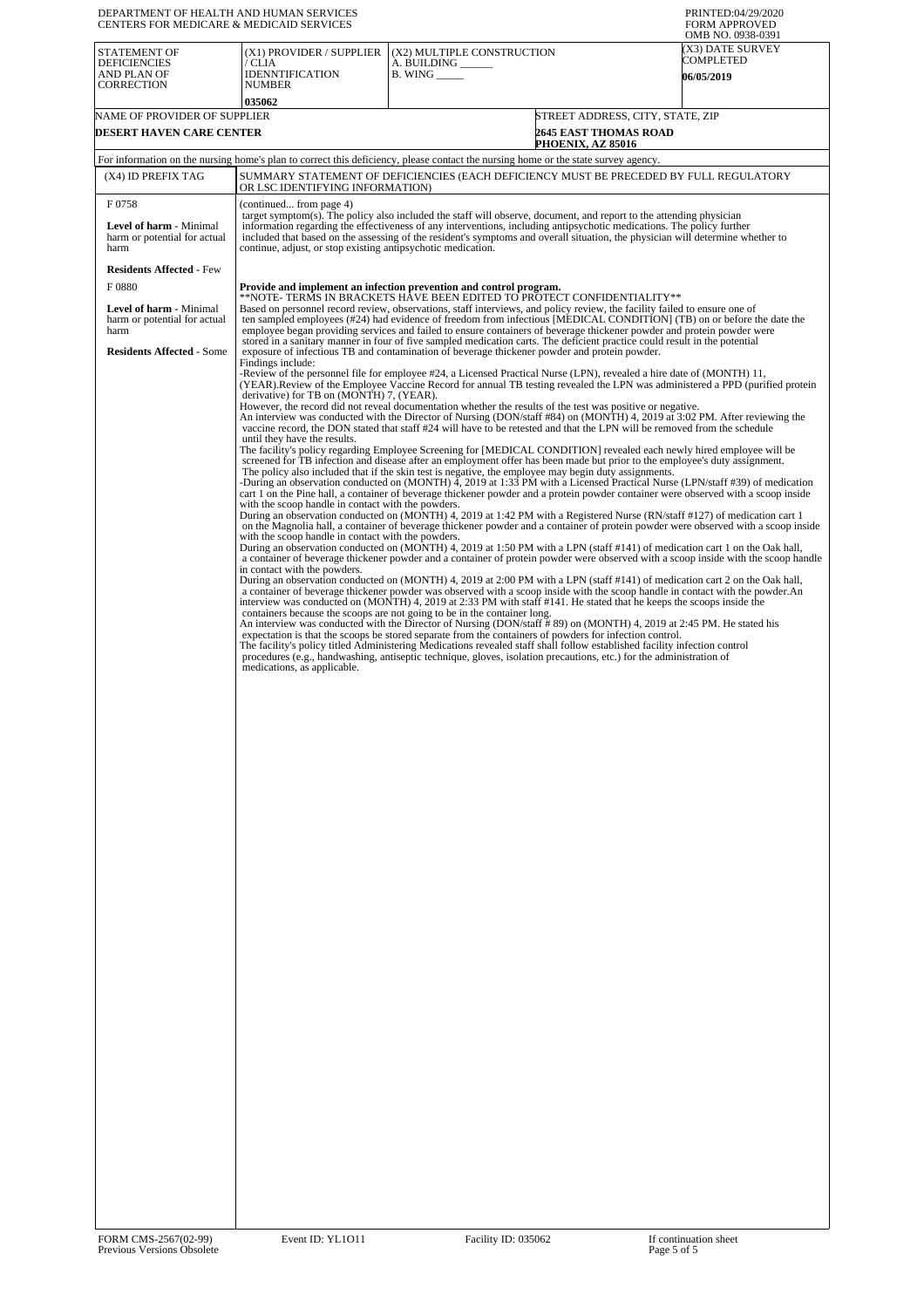DEPARTMENT OF HEALTH AND HUMAN SERVICES
CENTERS FOR MEDICARE & MEDICAID SERVICES

PRINTED:04/29/2020
FORM APPROVED
OMB NO. 0938-0391

| STATEMENT OF DEFICIENCIES AND PLAN OF CORRECTION | (X1) PROVIDER / SUPPLIER / CLIA IDENNTIFICATION NUMBER | (X2) MULTIPLE CONSTRUCTION A. BUILDING ______ B. WING _____ | (X3) DATE SURVEY COMPLETED |
|---|---|---|---|
| | 035062 | | 06/05/2019 |

| NAME OF PROVIDER OF SUPPLIER | STREET ADDRESS, CITY, STATE, ZIP |
|---|---|
| DESERT HAVEN CARE CENTER | 2645 EAST THOMAS ROAD PHOENIX, AZ 85016 |

For information on the nursing home's plan to correct this deficiency, please contact the nursing home or the state survey agency.

| (X4) ID PREFIX TAG | SUMMARY STATEMENT OF DEFICIENCIES (EACH DEFICIENCY MUST BE PRECEDED BY FULL REGULATORY OR LSC IDENTIFYING INFORMATION) |
|---|---|
| F 0758<br><br>**Level of harm** - Minimal harm or potential for actual harm<br><br>**Residents Affected** - Few | (continued... from page 4)<br>target symptom(s). The policy also included the staff will observe, document, and report to the attending physician information regarding the effectiveness of any interventions, including antipsychotic medications. The policy further included that based on the assessing of the resident's symptoms and overall situation, the physician will determine whether to continue, adjust, or stop existing antipsychotic medication. |
| F 0880<br><br>**Level of harm** - Minimal harm or potential for actual harm<br><br>**Residents Affected** - Some | **Provide and implement an infection prevention and control program.**<br>**NOTE- TERMS IN BRACKETS HAVE BEEN EDITED TO PROTECT CONFIDENTIALITY**<br>Based on personnel record review, observations, staff interviews, and policy review, the facility failed to ensure one of ten sampled employees (#24) had evidence of freedom from infectious [MEDICAL CONDITION] (TB) on or before the date the employee began providing services and failed to ensure containers of beverage thickener powder and protein powder were stored in a sanitary manner in four of five sampled medication carts. The deficient practice could result in the potential exposure of infectious TB and contamination of beverage thickener powder and protein powder.<br>Findings include:<br>-Review of the personnel file for employee #24, a Licensed Practical Nurse (LPN), revealed a hire date of (MONTH) 11, (YEAR).Review of the Employee Vaccine Record for annual TB testing revealed the LPN was administered a PPD (purified protein derivative) for TB on (MONTH) 7, (YEAR).<br>However, the record did not reveal documentation whether the results of the test was positive or negative.<br>An interview was conducted with the Director of Nursing (DON/staff #84) on (MONTH) 4, 2019 at 3:02 PM. After reviewing the vaccine record, the DON stated that staff #24 will have to be retested and that the LPN will be removed from the schedule until they have the results.<br>The facility's policy regarding Employee Screening for [MEDICAL CONDITION] revealed each newly hired employee will be screened for TB infection and disease after an employment offer has been made but prior to the employee's duty assignment. The policy also included that if the skin test is negative, the employee may begin duty assignments.<br>-During an observation conducted on (MONTH) 4, 2019 at 1:33 PM with a Licensed Practical Nurse (LPN/staff #39) of medication cart 1 on the Pine hall, a container of beverage thickener powder and a protein powder container were observed with a scoop inside with the scoop handle in contact with the powders.<br>During an observation conducted on (MONTH) 4, 2019 at 1:42 PM with a Registered Nurse (RN/staff #127) of medication cart 1 on the Magnolia hall, a container of beverage thickener powder and a container of protein powder were observed with a scoop inside with the scoop handle in contact with the powders.<br>During an observation conducted on (MONTH) 4, 2019 at 1:50 PM with a LPN (staff #141) of medication cart 1 on the Oak hall, a container of beverage thickener powder and a container of protein powder were observed with a scoop inside with the scoop handle in contact with the powders.<br>During an observation conducted on (MONTH) 4, 2019 at 2:00 PM with a LPN (staff #141) of medication cart 2 on the Oak hall, a container of beverage thickener powder was observed with a scoop inside with the scoop handle in contact with the powder.An interview was conducted on (MONTH) 4, 2019 at 2:33 PM with staff #141. He stated that he keeps the scoops inside the containers because the scoops are not going to be in the container long.<br>An interview was conducted with the Director of Nursing (DON/staff # 89) on (MONTH) 4, 2019 at 2:45 PM. He stated his expectation is that the scoops be stored separate from the containers of powders for infection control.<br>The facility's policy titled Administering Medications revealed staff shall follow established facility infection control procedures (e.g., handwashing, antiseptic technique, gloves, isolation precautions, etc.) for the administration of medications, as applicable. |

FORM CMS-2567(02-99) Previous Versions Obsolete | Event ID: YL1O11 | Facility ID: 035062 | If continuation sheet